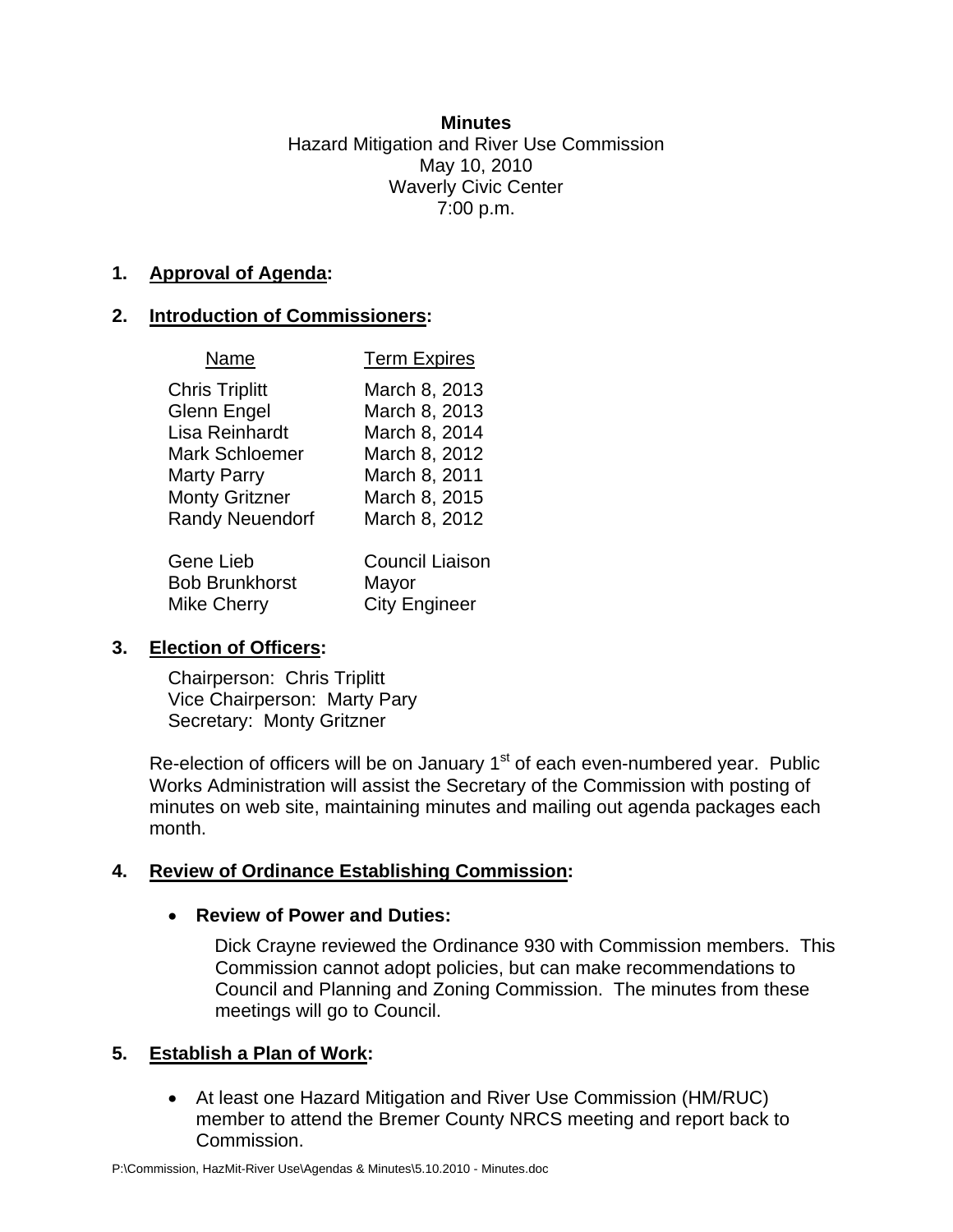**Minutes**
Hazard Mitigation and River Use Commission
May 10, 2010
Waverly Civic Center
7:00 p.m.

**1. Approval of Agenda:**

**2. Introduction of Commissioners:**

| Name | Term Expires |
|---|---|
| Chris Triplitt | March 8, 2013 |
| Glenn Engel | March 8, 2013 |
| Lisa Reinhardt | March 8, 2014 |
| Mark Schloemer | March 8, 2012 |
| Marty Parry | March 8, 2011 |
| Monty Gritzner | March 8, 2015 |
| Randy Neuendorf | March 8, 2012 |
| Gene Lieb | Council Liaison |
| Bob Brunkhorst | Mayor |
| Mike Cherry | City Engineer |

**3. Election of Officers:**

Chairperson: Chris Triplitt
Vice Chairperson: Marty Pary
Secretary: Monty Gritzner

Re-election of officers will be on January 1st of each even-numbered year. Public Works Administration will assist the Secretary of the Commission with posting of minutes on web site, maintaining minutes and mailing out agenda packages each month.

**4. Review of Ordinance Establishing Commission:**

- **Review of Power and Duties:**

  Dick Crayne reviewed the Ordinance 930 with Commission members. This Commission cannot adopt policies, but can make recommendations to Council and Planning and Zoning Commission. The minutes from these meetings will go to Council.

**5. Establish a Plan of Work:**

- At least one Hazard Mitigation and River Use Commission (HM/RUC) member to attend the Bremer County NRCS meeting and report back to Commission.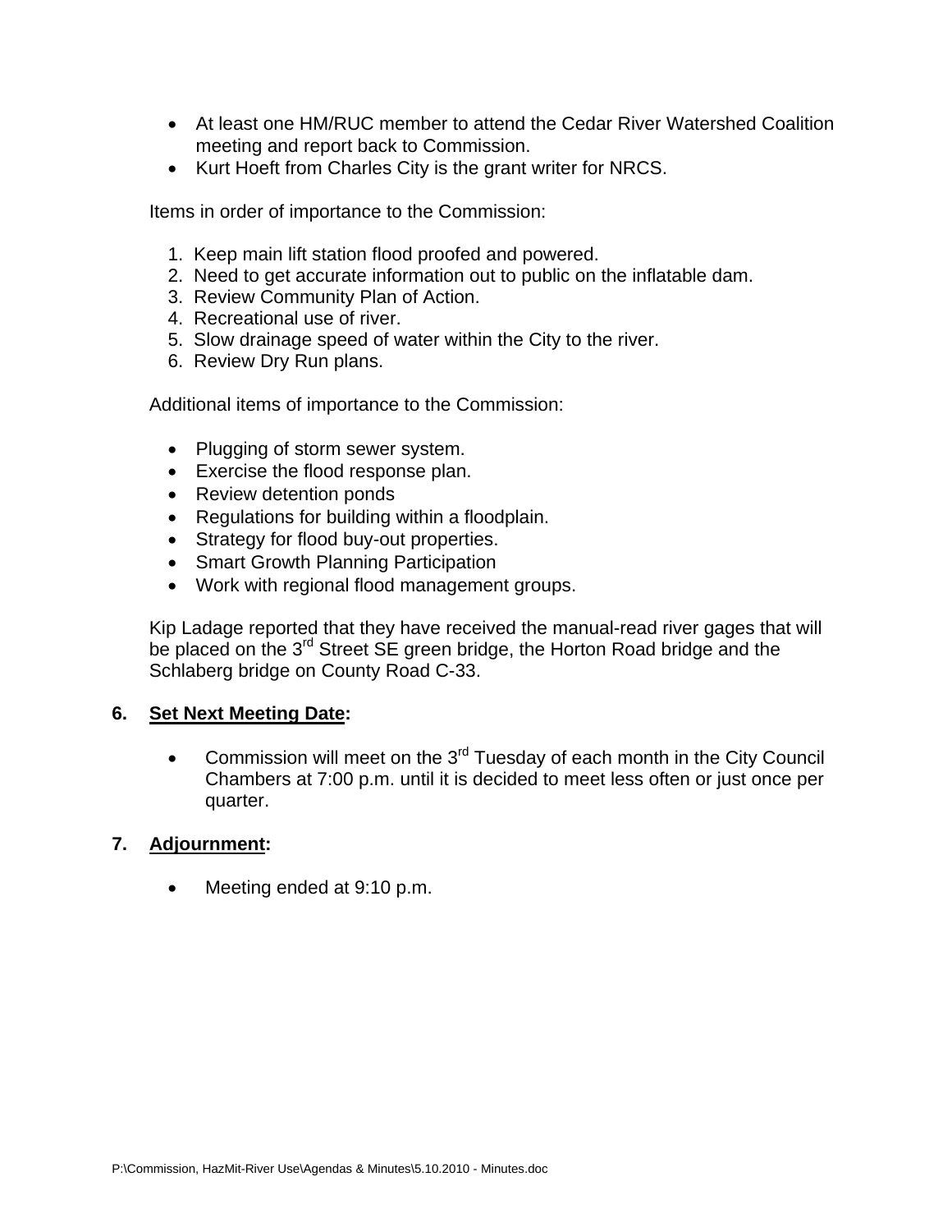- At least one HM/RUC member to attend the Cedar River Watershed Coalition meeting and report back to Commission.
- Kurt Hoeft from Charles City is the grant writer for NRCS.

Items in order of importance to the Commission:

1. Keep main lift station flood proofed and powered.
2. Need to get accurate information out to public on the inflatable dam.
3. Review Community Plan of Action.
4. Recreational use of river.
5. Slow drainage speed of water within the City to the river.
6. Review Dry Run plans.

Additional items of importance to the Commission:

- Plugging of storm sewer system.
- Exercise the flood response plan.
- Review detention ponds
- Regulations for building within a floodplain.
- Strategy for flood buy-out properties.
- Smart Growth Planning Participation
- Work with regional flood management groups.

Kip Ladage reported that they have received the manual-read river gages that will be placed on the 3rd Street SE green bridge, the Horton Road bridge and the Schlaberg bridge on County Road C-33.

**6. Set Next Meeting Date:**

- Commission will meet on the 3rd Tuesday of each month in the City Council Chambers at 7:00 p.m. until it is decided to meet less often or just once per quarter.

**7. Adjournment:**

- Meeting ended at 9:10 p.m.

P:\Commission, HazMit-River Use\Agendas & Minutes\5.10.2010 - Minutes.doc